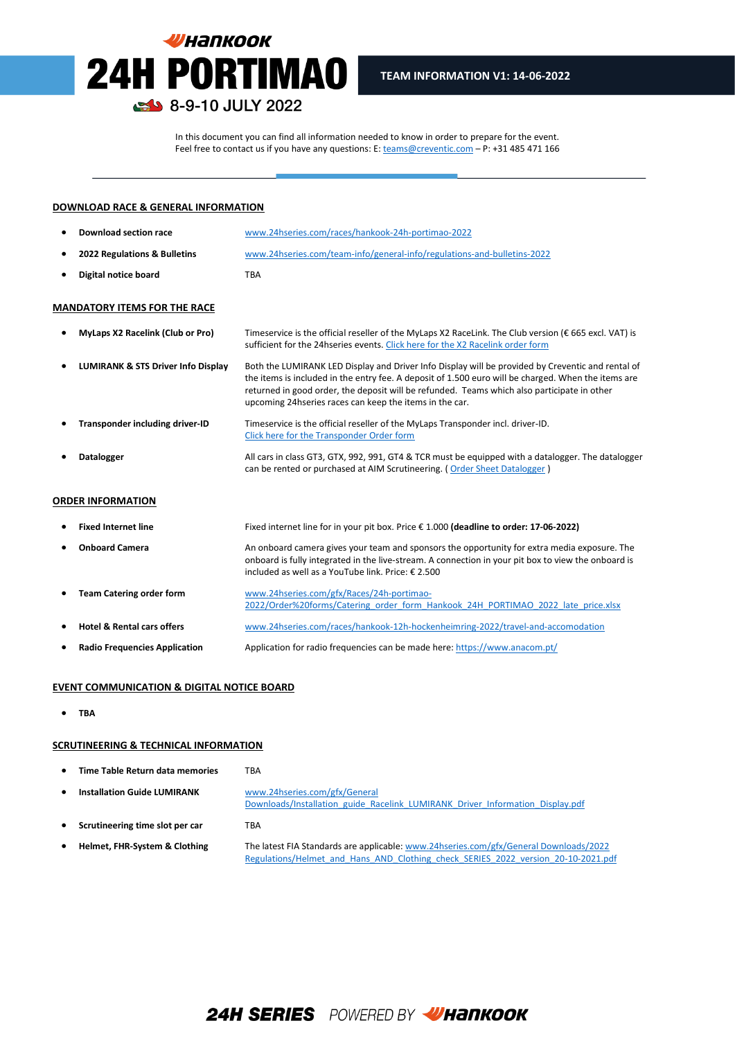# HANKOOK 24H PORTIMAO

8-9-10 JULY 2022

**TEAM INFORMATION V1: 14-06-2022**

In this document you can find all information needed to know in order to prepare for the event.
Feel free to contact us if you have any questions: E: teams@creventic.com – P: +31 485 471 166

## DOWNLOAD RACE & GENERAL INFORMATION

- **Download section race** — www.24hseries.com/races/hankook-24h-portimao-2022
- **2022 Regulations & Bulletins** — www.24hseries.com/team-info/general-info/regulations-and-bulletins-2022
- **Digital notice board** — TBA

## MANDATORY ITEMS FOR THE RACE

- **MyLaps X2 Racelink (Club or Pro)** — Timeservice is the official reseller of the MyLaps X2 RaceLink. The Club version (€ 665 excl. VAT) is sufficient for the 24hseries events. Click here for the X2 Racelink order form
- **LUMIRANK & STS Driver Info Display** — Both the LUMIRANK LED Display and Driver Info Display will be provided by Creventic and rental of the items is included in the entry fee. A deposit of 1.500 euro will be charged. When the items are returned in good order, the deposit will be refunded. Teams which also participate in other upcoming 24hseries races can keep the items in the car.
- **Transponder including driver-ID** — Timeservice is the official reseller of the MyLaps Transponder incl. driver-ID. Click here for the Transponder Order form
- **Datalogger** — All cars in class GT3, GTX, 992, 991, GT4 & TCR must be equipped with a datalogger. The datalogger can be rented or purchased at AIM Scrutineering. ( Order Sheet Datalogger )

## ORDER INFORMATION

- **Fixed Internet line** — Fixed internet line for in your pit box. Price € 1.000 **(deadline to order: 17-06-2022)**
- **Onboard Camera** — An onboard camera gives your team and sponsors the opportunity for extra media exposure. The onboard is fully integrated in the live-stream. A connection in your pit box to view the onboard is included as well as a YouTube link. Price: € 2.500
- **Team Catering order form** — www.24hseries.com/gfx/Races/24h-portimao-2022/Order%20forms/Catering_order_form_Hankook_24H_PORTIMAO_2022_late_price.xlsx
- **Hotel & Rental cars offers** — www.24hseries.com/races/hankook-12h-hockenheimring-2022/travel-and-accomodation
- **Radio Frequencies Application** — Application for radio frequencies can be made here: https://www.anacom.pt/

## EVENT COMMUNICATION & DIGITAL NOTICE BOARD

- **TBA**

## SCRUTINEERING & TECHNICAL INFORMATION

- **Time Table Return data memories** — TBA
- **Installation Guide LUMIRANK** — www.24hseries.com/gfx/General Downloads/Installation_guide_Racelink_LUMIRANK_Driver_Information_Display.pdf
- **Scrutineering time slot per car** — TBA
- **Helmet, FHR-System & Clothing** — The latest FIA Standards are applicable: www.24hseries.com/gfx/General Downloads/2022 Regulations/Helmet_and_Hans_AND_Clothing_check_SERIES_2022_version_20-10-2021.pdf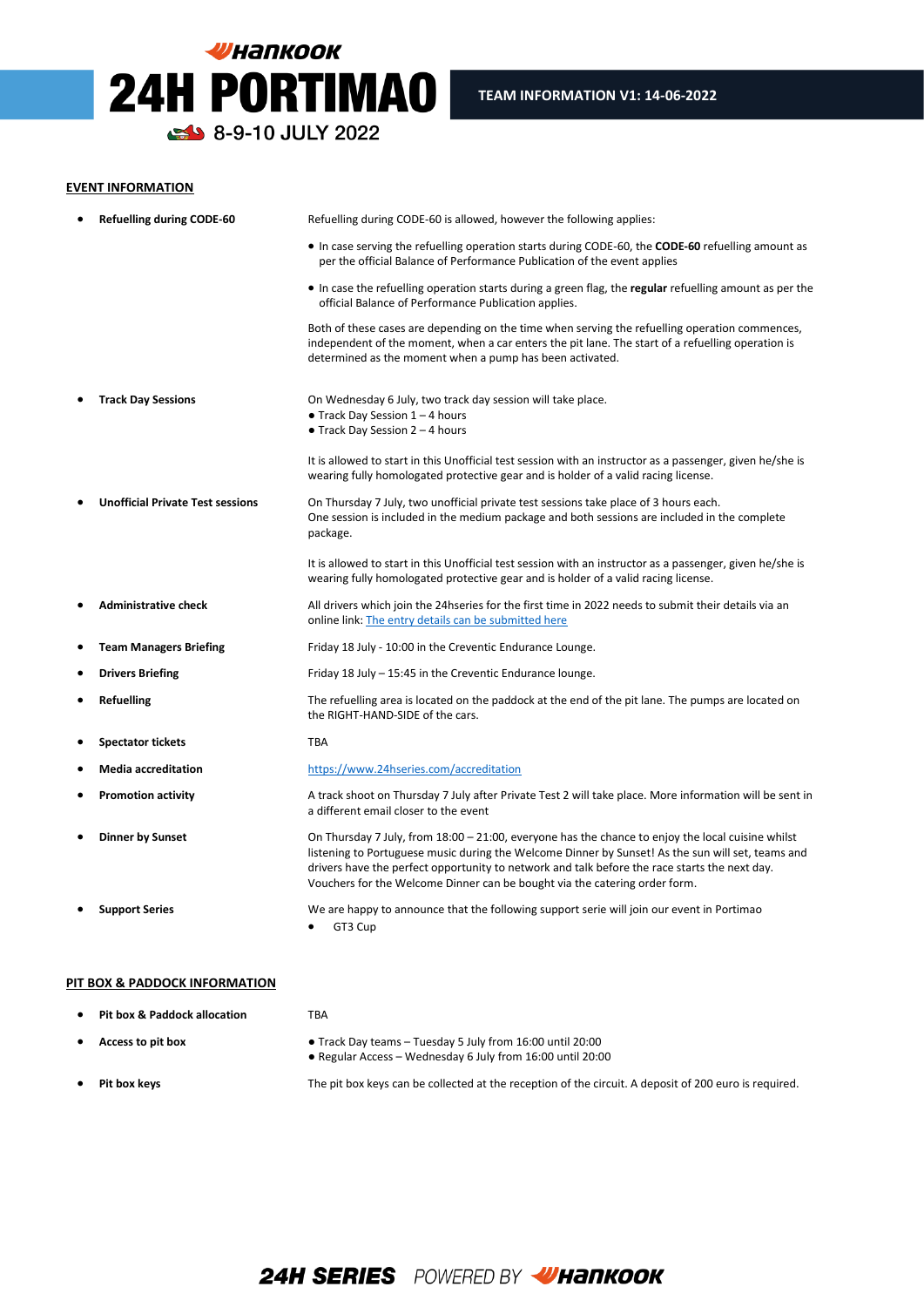# 24H PORTIMAO

8-9-10 JULY 2022

**TEAM INFORMATION V1: 14-06-2022**

## EVENT INFORMATION

| | |
|---|---|
| **Refuelling during CODE-60** | Refuelling during CODE-60 is allowed, however the following applies:<br>● In case serving the refuelling operation starts during CODE-60, the **CODE-60** refuelling amount as per the official Balance of Performance Publication of the event applies<br>● In case the refuelling operation starts during a green flag, the **regular** refuelling amount as per the official Balance of Performance Publication applies.<br>Both of these cases are depending on the time when serving the refuelling operation commences, independent of the moment, when a car enters the pit lane. The start of a refuelling operation is determined as the moment when a pump has been activated. |
| **Track Day Sessions** | On Wednesday 6 July, two track day session will take place.<br>● Track Day Session 1 – 4 hours<br>● Track Day Session 2 – 4 hours<br>It is allowed to start in this Unofficial test session with an instructor as a passenger, given he/she is wearing fully homologated protective gear and is holder of a valid racing license. |
| **Unofficial Private Test sessions** | On Thursday 7 July, two unofficial private test sessions take place of 3 hours each.<br>One session is included in the medium package and both sessions are included in the complete package.<br>It is allowed to start in this Unofficial test session with an instructor as a passenger, given he/she is wearing fully homologated protective gear and is holder of a valid racing license. |
| **Administrative check** | All drivers which join the 24hseries for the first time in 2022 needs to submit their details via an online link: The entry details can be submitted here |
| **Team Managers Briefing** | Friday 18 July - 10:00 in the Creventic Endurance Lounge. |
| **Drivers Briefing** | Friday 18 July – 15:45 in the Creventic Endurance lounge. |
| **Refuelling** | The refuelling area is located on the paddock at the end of the pit lane. The pumps are located on the RIGHT-HAND-SIDE of the cars. |
| **Spectator tickets** | TBA |
| **Media accreditation** | https://www.24hseries.com/accreditation |
| **Promotion activity** | A track shoot on Thursday 7 July after Private Test 2 will take place. More information will be sent in a different email closer to the event |
| **Dinner by Sunset** | On Thursday 7 July, from 18:00 – 21:00, everyone has the chance to enjoy the local cuisine whilst listening to Portuguese music during the Welcome Dinner by Sunset! As the sun will set, teams and drivers have the perfect opportunity to network and talk before the race starts the next day. Vouchers for the Welcome Dinner can be bought via the catering order form. |
| **Support Series** | We are happy to announce that the following support serie will join our event in Portimao<br>● GT3 Cup |

## PIT BOX & PADDOCK INFORMATION

| | |
|---|---|
| **Pit box & Paddock allocation** | TBA |
| **Access to pit box** | ● Track Day teams – Tuesday 5 July from 16:00 until 20:00<br>● Regular Access – Wednesday 6 July from 16:00 until 20:00 |
| **Pit box keys** | The pit box keys can be collected at the reception of the circuit. A deposit of 200 euro is required. |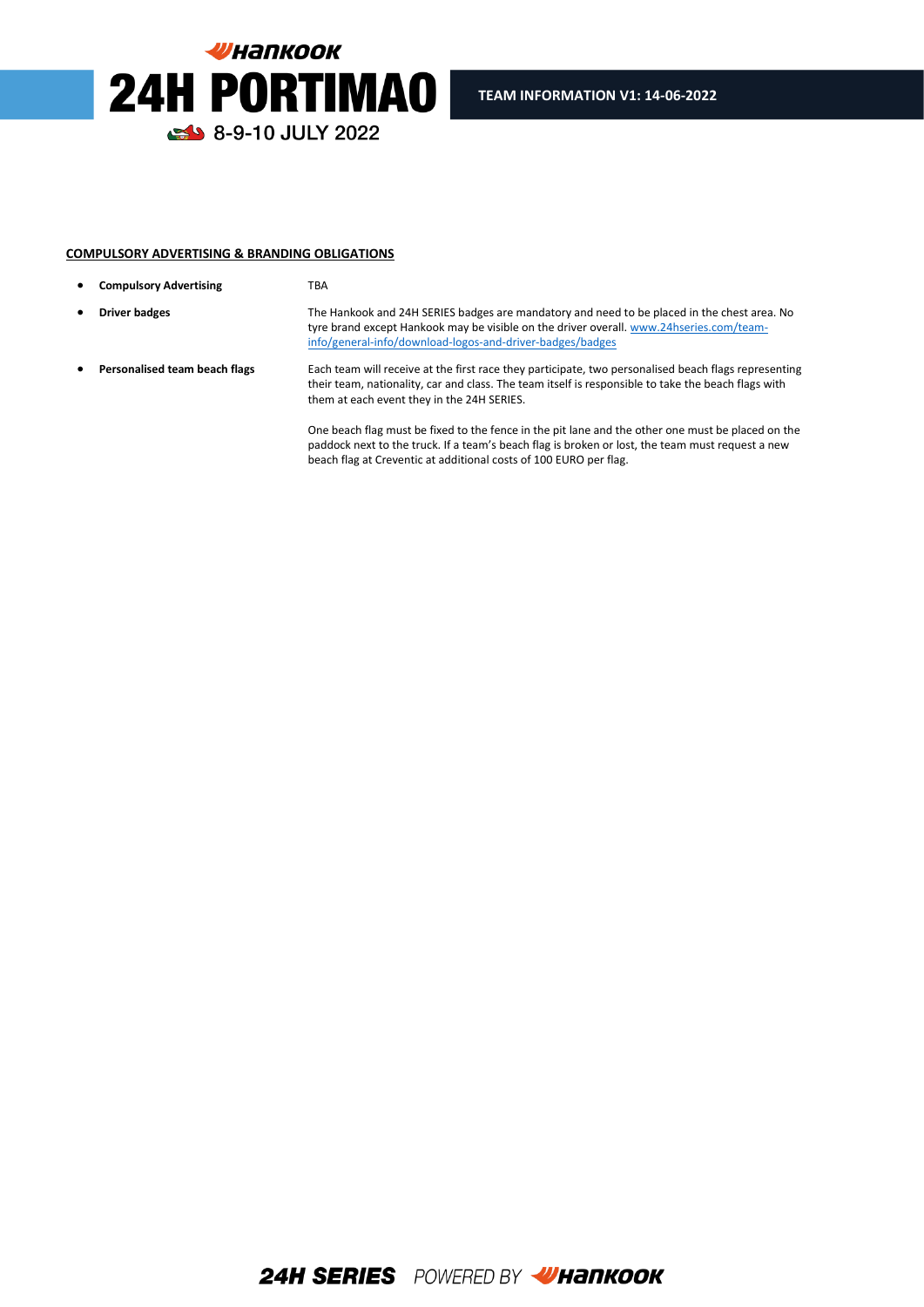## COMPOSULSORY ADVERTISING & BRANDING OBLIGATIONS

- **Compulsory Advertising** — TBA
- **Driver badges** — The Hankook and 24H SERIES badges are mandatory and need to be placed in the chest area. No tyre brand except Hankook may be visible on the driver overall. [www.24hseries.com/team-info/general-info/download-logos-and-driver-badges/badges](www.24hseries.com/team-info/general-info/download-logos-and-driver-badges/badges)
- **Personalised team beach flags** — Each team will receive at the first race they participate, two personalised beach flags representing their team, nationality, car and class. The team itself is responsible to take the beach flags with them at each event they in the 24H SERIES.

  One beach flag must be fixed to the fence in the pit lane and the other one must be placed on the paddock next to the truck. If a team's beach flag is broken or lost, the team must request a new beach flag at Creventic at additional costs of 100 EURO per flag.